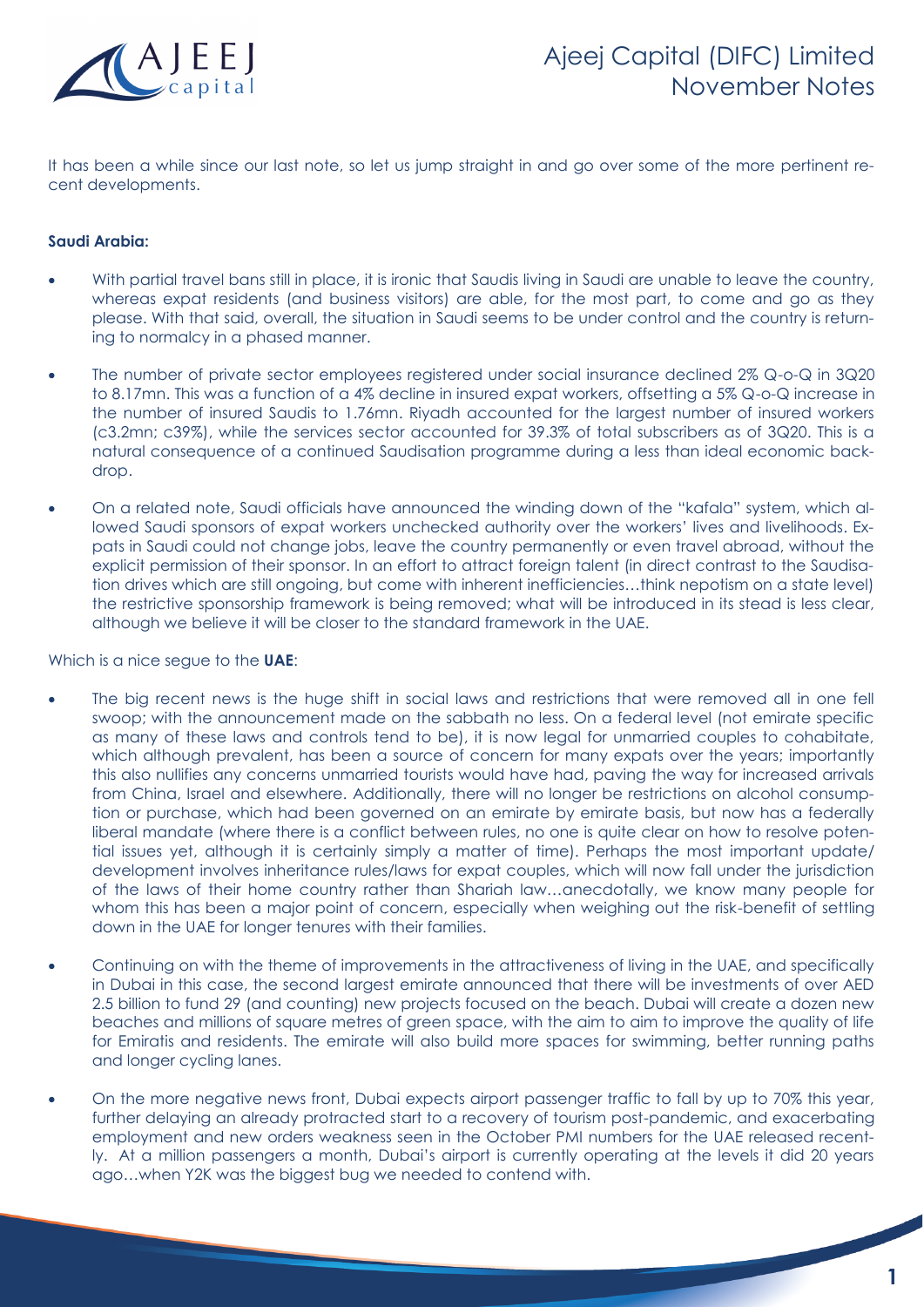# Ajeej Capital (DIFC) Limited
## November Notes

It has been a while since our last note, so let us jump straight in and go over some of the more pertinent recent developments.

**Saudi Arabia:**

- With partial travel bans still in place, it is ironic that Saudis living in Saudi are unable to leave the country, whereas expat residents (and business visitors) are able, for the most part, to come and go as they please. With that said, overall, the situation in Saudi seems to be under control and the country is returning to normalcy in a phased manner.
- The number of private sector employees registered under social insurance declined 2% Q-o-Q in 3Q20 to 8.17mn. This was a function of a 4% decline in insured expat workers, offsetting a 5% Q-o-Q increase in the number of insured Saudis to 1.76mn. Riyadh accounted for the largest number of insured workers (c3.2mn; c39%), while the services sector accounted for 39.3% of total subscribers as of 3Q20. This is a natural consequence of a continued Saudisation programme during a less than ideal economic backdrop.
- On a related note, Saudi officials have announced the winding down of the "kafala" system, which allowed Saudi sponsors of expat workers unchecked authority over the workers' lives and livelihoods. Expats in Saudi could not change jobs, leave the country permanently or even travel abroad, without the explicit permission of their sponsor. In an effort to attract foreign talent (in direct contrast to the Saudisation drives which are still ongoing, but come with inherent inefficiencies…think nepotism on a state level) the restrictive sponsorship framework is being removed; what will be introduced in its stead is less clear, although we believe it will be closer to the standard framework in the UAE.

Which is a nice segue to the **UAE**:

- The big recent news is the huge shift in social laws and restrictions that were removed all in one fell swoop; with the announcement made on the sabbath no less. On a federal level (not emirate specific as many of these laws and controls tend to be), it is now legal for unmarried couples to cohabitate, which although prevalent, has been a source of concern for many expats over the years; importantly this also nullifies any concerns unmarried tourists would have had, paving the way for increased arrivals from China, Israel and elsewhere. Additionally, there will no longer be restrictions on alcohol consumption or purchase, which had been governed on an emirate by emirate basis, but now has a federally liberal mandate (where there is a conflict between rules, no one is quite clear on how to resolve potential issues yet, although it is certainly simply a matter of time). Perhaps the most important update/development involves inheritance rules/laws for expat couples, which will now fall under the jurisdiction of the laws of their home country rather than Shariah law…anecdotally, we know many people for whom this has been a major point of concern, especially when weighing out the risk-benefit of settling down in the UAE for longer tenures with their families.
- Continuing on with the theme of improvements in the attractiveness of living in the UAE, and specifically in Dubai in this case, the second largest emirate announced that there will be investments of over AED 2.5 billion to fund 29 (and counting) new projects focused on the beach. Dubai will create a dozen new beaches and millions of square metres of green space, with the aim to aim to improve the quality of life for Emiratis and residents. The emirate will also build more spaces for swimming, better running paths and longer cycling lanes.
- On the more negative news front, Dubai expects airport passenger traffic to fall by up to 70% this year, further delaying an already protracted start to a recovery of tourism post-pandemic, and exacerbating employment and new orders weakness seen in the October PMI numbers for the UAE released recently. At a million passengers a month, Dubai's airport is currently operating at the levels it did 20 years ago…when Y2K was the biggest bug we needed to contend with.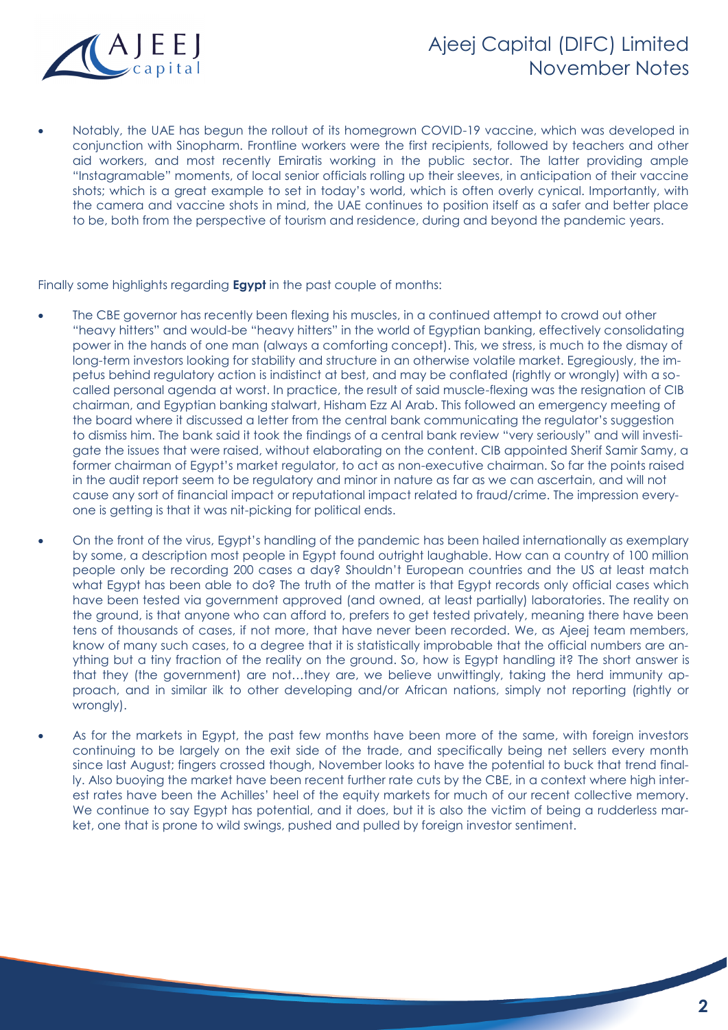- Notably, the UAE has begun the rollout of its homegrown COVID-19 vaccine, which was developed in conjunction with Sinopharm. Frontline workers were the first recipients, followed by teachers and other aid workers, and most recently Emiratis working in the public sector. The latter providing ample "Instagramable" moments, of local senior officials rolling up their sleeves, in anticipation of their vaccine shots; which is a great example to set in today's world, which is often overly cynical. Importantly, with the camera and vaccine shots in mind, the UAE continues to position itself as a safer and better place to be, both from the perspective of tourism and residence, during and beyond the pandemic years.

Finally some highlights regarding **Egypt** in the past couple of months:

- The CBE governor has recently been flexing his muscles, in a continued attempt to crowd out other "heavy hitters" and would-be "heavy hitters" in the world of Egyptian banking, effectively consolidating power in the hands of one man (always a comforting concept). This, we stress, is much to the dismay of long-term investors looking for stability and structure in an otherwise volatile market. Egregiously, the impetus behind regulatory action is indistinct at best, and may be conflated (rightly or wrongly) with a so-called personal agenda at worst. In practice, the result of said muscle-flexing was the resignation of CIB chairman, and Egyptian banking stalwart, Hisham Ezz Al Arab. This followed an emergency meeting of the board where it discussed a letter from the central bank communicating the regulator's suggestion to dismiss him. The bank said it took the findings of a central bank review "very seriously" and will investigate the issues that were raised, without elaborating on the content. CIB appointed Sherif Samir Samy, a former chairman of Egypt's market regulator, to act as non-executive chairman. So far the points raised in the audit report seem to be regulatory and minor in nature as far as we can ascertain, and will not cause any sort of financial impact or reputational impact related to fraud/crime. The impression everyone is getting is that it was nit-picking for political ends.

- On the front of the virus, Egypt's handling of the pandemic has been hailed internationally as exemplary by some, a description most people in Egypt found outright laughable. How can a country of 100 million people only be recording 200 cases a day? Shouldn't European countries and the US at least match what Egypt has been able to do? The truth of the matter is that Egypt records only official cases which have been tested via government approved (and owned, at least partially) laboratories. The reality on the ground, is that anyone who can afford to, prefers to get tested privately, meaning there have been tens of thousands of cases, if not more, that have never been recorded. We, as Ajeej team members, know of many such cases, to a degree that it is statistically improbable that the official numbers are anything but a tiny fraction of the reality on the ground. So, how is Egypt handling it? The short answer is that they (the government) are not…they are, we believe unwittingly, taking the herd immunity approach, and in similar ilk to other developing and/or African nations, simply not reporting (rightly or wrongly).

- As for the markets in Egypt, the past few months have been more of the same, with foreign investors continuing to be largely on the exit side of the trade, and specifically being net sellers every month since last August; fingers crossed though, November looks to have the potential to buck that trend finally. Also buoying the market have been recent further rate cuts by the CBE, in a context where high interest rates have been the Achilles' heel of the equity markets for much of our recent collective memory. We continue to say Egypt has potential, and it does, but it is also the victim of being a rudderless market, one that is prone to wild swings, pushed and pulled by foreign investor sentiment.